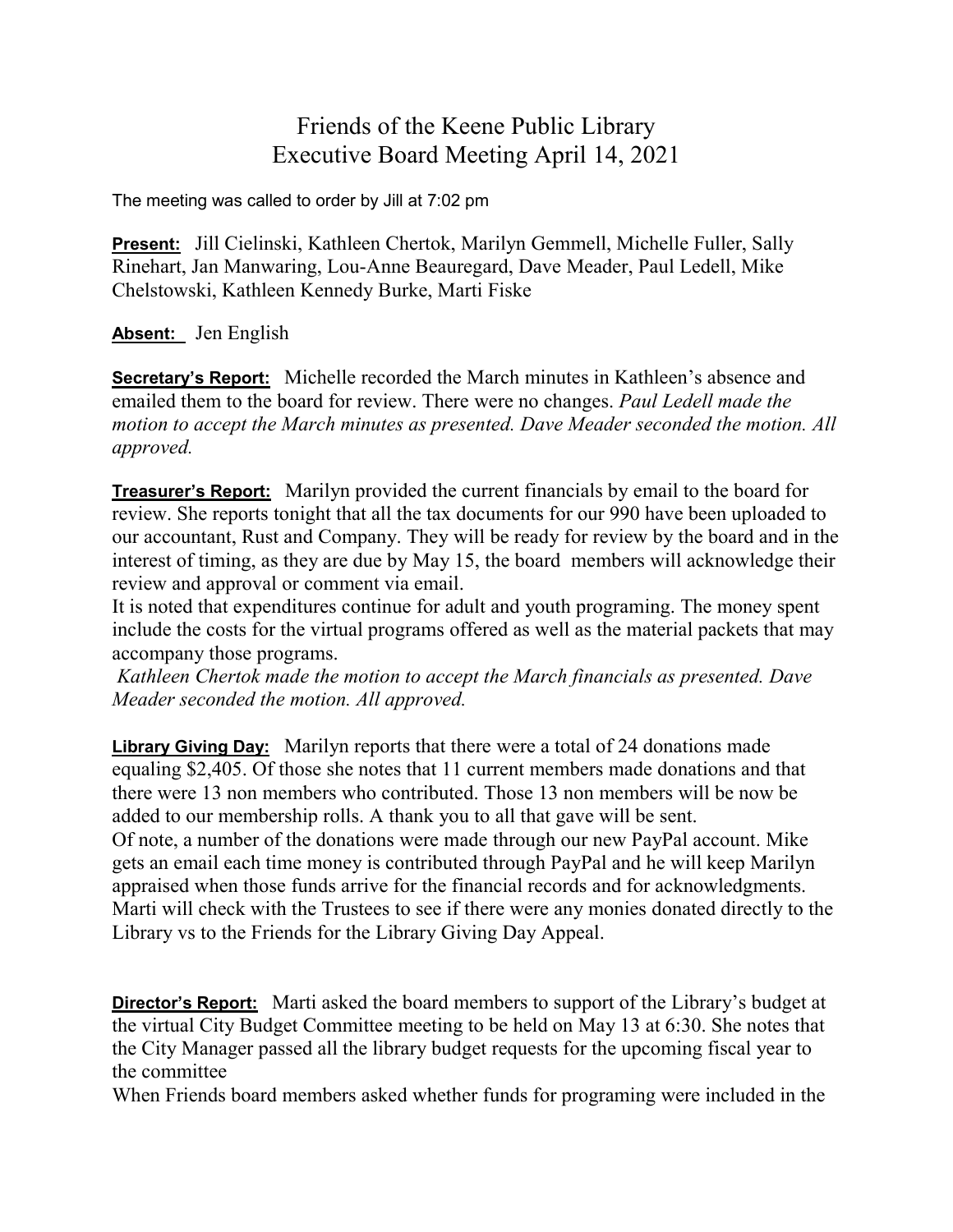# Friends of the Keene Public Library
# Executive Board Meeting April 14, 2021

The meeting was called to order by Jill at 7:02 pm

**Present:** Jill Cielinski, Kathleen Chertok, Marilyn Gemmell, Michelle Fuller, Sally Rinehart, Jan Manwaring, Lou-Anne Beauregard, Dave Meader, Paul Ledell, Mike Chelstowski, Kathleen Kennedy Burke, Marti Fiske

**Absent:** Jen English

**Secretary's Report:** Michelle recorded the March minutes in Kathleen's absence and emailed them to the board for review. There were no changes. *Paul Ledell made the motion to accept the March minutes as presented. Dave Meader seconded the motion. All approved.*

**Treasurer's Report:** Marilyn provided the current financials by email to the board for review. She reports tonight that all the tax documents for our 990 have been uploaded to our accountant, Rust and Company. They will be ready for review by the board and in the interest of timing, as they are due by May 15, the board members will acknowledge their review and approval or comment via email.

It is noted that expenditures continue for adult and youth programing. The money spent include the costs for the virtual programs offered as well as the material packets that may accompany those programs.

*Kathleen Chertok made the motion to accept the March financials as presented. Dave Meader seconded the motion. All approved.*

**Library Giving Day:** Marilyn reports that there were a total of 24 donations made equaling $2,405. Of those she notes that 11 current members made donations and that there were 13 non members who contributed. Those 13 non members will be now be added to our membership rolls. A thank you to all that gave will be sent.

Of note, a number of the donations were made through our new PayPal account. Mike gets an email each time money is contributed through PayPal and he will keep Marilyn appraised when those funds arrive for the financial records and for acknowledgments. Marti will check with the Trustees to see if there were any monies donated directly to the Library vs to the Friends for the Library Giving Day Appeal.

**Director's Report:** Marti asked the board members to support of the Library's budget at the virtual City Budget Committee meeting to be held on May 13 at 6:30. She notes that the City Manager passed all the library budget requests for the upcoming fiscal year to the committee

When Friends board members asked whether funds for programing were included in the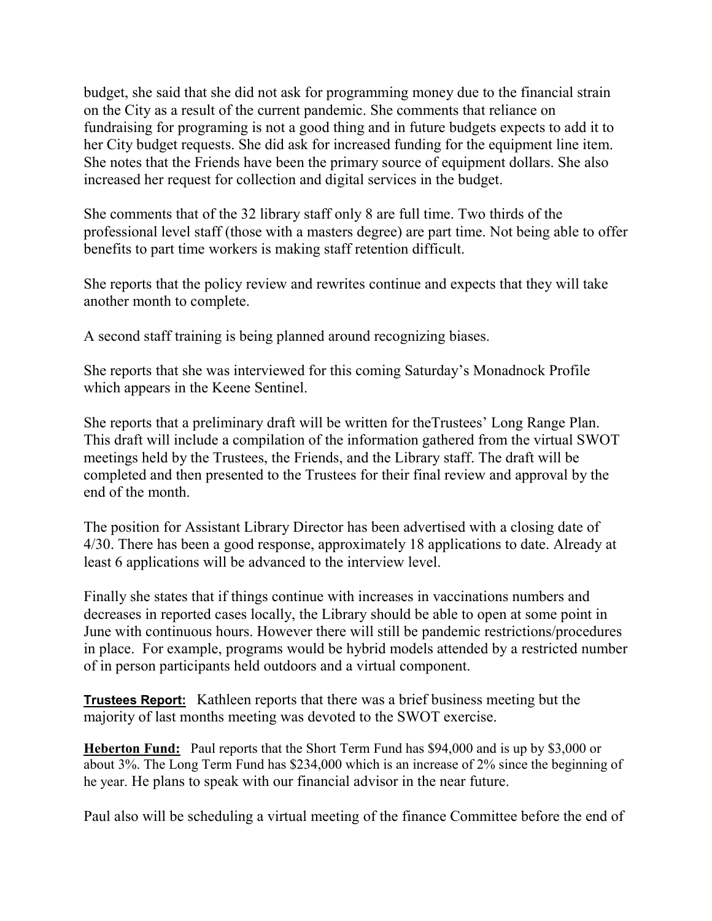budget, she said that she did not ask for programming money due to the financial strain on the City as a result of the current pandemic. She comments that reliance on fundraising for programing is not a good thing and in future budgets expects to add it to her City budget requests. She did ask for increased funding for the equipment line item. She notes that the Friends have been the primary source of equipment dollars. She also increased her request for collection and digital services in the budget.

She comments that of the 32 library staff only 8 are full time. Two thirds of the professional level staff (those with a masters degree) are part time. Not being able to offer benefits to part time workers is making staff retention difficult.

She reports that the policy review and rewrites continue and expects that they will take another month to complete.

A second staff training is being planned around recognizing biases.

She reports that she was interviewed for this coming Saturday's Monadnock Profile which appears in the Keene Sentinel.

She reports that a preliminary draft will be written for theTrustees' Long Range Plan. This draft will include a compilation of the information gathered from the virtual SWOT meetings held by the Trustees, the Friends, and the Library staff. The draft will be completed and then presented to the Trustees for their final review and approval by the end of the month.

The position for Assistant Library Director has been advertised with a closing date of 4/30. There has been a good response, approximately 18 applications to date. Already at least 6 applications will be advanced to the interview level.

Finally she states that if things continue with increases in vaccinations numbers and decreases in reported cases locally, the Library should be able to open at some point in June with continuous hours. However there will still be pandemic restrictions/procedures in place. For example, programs would be hybrid models attended by a restricted number of in person participants held outdoors and a virtual component.

**Trustees Report:** Kathleen reports that there was a brief business meeting but the majority of last months meeting was devoted to the SWOT exercise.

**Heberton Fund:** Paul reports that the Short Term Fund has $94,000 and is up by $3,000 or about 3%. The Long Term Fund has $234,000 which is an increase of 2% since the beginning of he year. He plans to speak with our financial advisor in the near future.

Paul also will be scheduling a virtual meeting of the finance Committee before the end of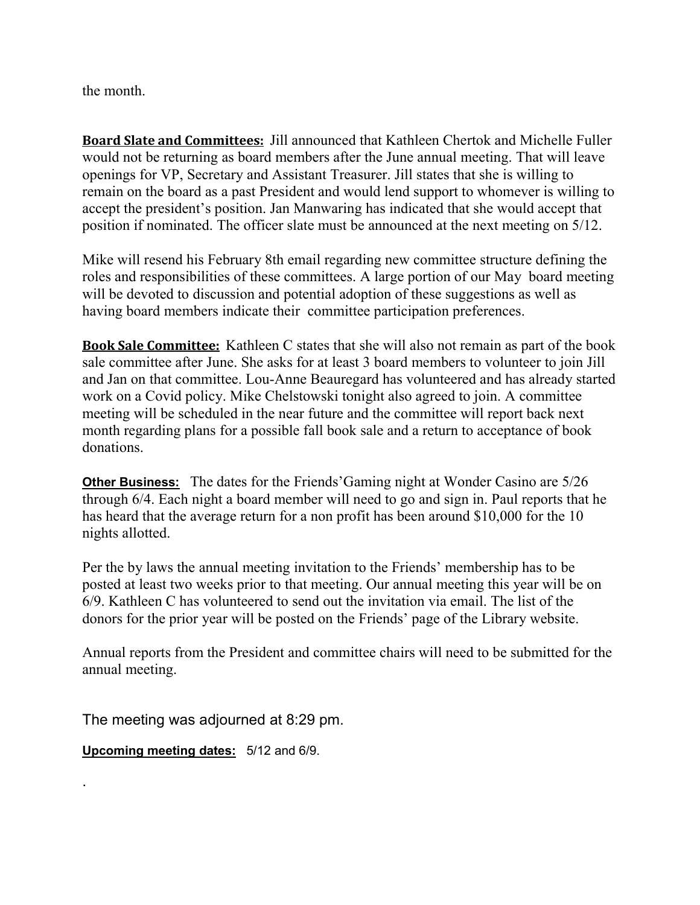the month.

**Board Slate and Committees:** Jill announced that Kathleen Chertok and Michelle Fuller would not be returning as board members after the June annual meeting. That will leave openings for VP, Secretary and Assistant Treasurer. Jill states that she is willing to remain on the board as a past President and would lend support to whomever is willing to accept the president's position. Jan Manwaring has indicated that she would accept that position if nominated. The officer slate must be announced at the next meeting on 5/12.

Mike will resend his February 8th email regarding new committee structure defining the roles and responsibilities of these committees. A large portion of our May board meeting will be devoted to discussion and potential adoption of these suggestions as well as having board members indicate their committee participation preferences.

**Book Sale Committee:** Kathleen C states that she will also not remain as part of the book sale committee after June. She asks for at least 3 board members to volunteer to join Jill and Jan on that committee. Lou-Anne Beauregard has volunteered and has already started work on a Covid policy. Mike Chelstowski tonight also agreed to join. A committee meeting will be scheduled in the near future and the committee will report back next month regarding plans for a possible fall book sale and a return to acceptance of book donations.

**Other Business:** The dates for the Friends'Gaming night at Wonder Casino are 5/26 through 6/4. Each night a board member will need to go and sign in. Paul reports that he has heard that the average return for a non profit has been around $10,000 for the 10 nights allotted.

Per the by laws the annual meeting invitation to the Friends' membership has to be posted at least two weeks prior to that meeting. Our annual meeting this year will be on 6/9. Kathleen C has volunteered to send out the invitation via email. The list of the donors for the prior year will be posted on the Friends' page of the Library website.

Annual reports from the President and committee chairs will need to be submitted for the annual meeting.

The meeting was adjourned at 8:29 pm.

**Upcoming meeting dates:** 5/12 and 6/9.

.